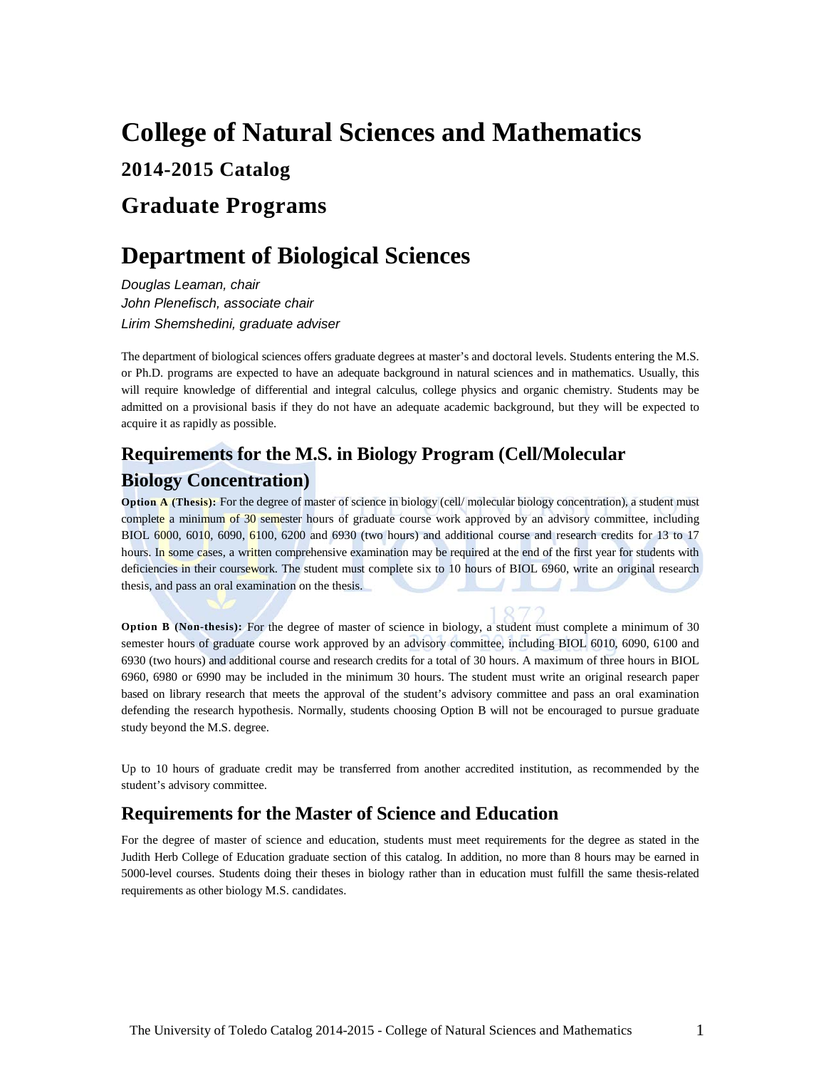# College of Natural Sciences and Mathematics

## 2014-2015 Catalog

## Graduate Programs

# Department of Biological Sciences

*Douglas Leaman, chair*
*John Plenefisch, associate chair*
*Lirim Shemshedini, graduate adviser*

The department of biological sciences offers graduate degrees at master's and doctoral levels. Students entering the M.S. or Ph.D. programs are expected to have an adequate background in natural sciences and in mathematics. Usually, this will require knowledge of differential and integral calculus, college physics and organic chemistry. Students may be admitted on a provisional basis if they do not have an adequate academic background, but they will be expected to acquire it as rapidly as possible.

## Requirements for the M.S. in Biology Program (Cell/Molecular Biology Concentration)

**Option A (Thesis):** For the degree of master of science in biology (cell/ molecular biology concentration), a student must complete a minimum of 30 semester hours of graduate course work approved by an advisory committee, including BIOL 6000, 6010, 6090, 6100, 6200 and 6930 (two hours) and additional course and research credits for 13 to 17 hours. In some cases, a written comprehensive examination may be required at the end of the first year for students with deficiencies in their coursework. The student must complete six to 10 hours of BIOL 6960, write an original research thesis, and pass an oral examination on the thesis.

**Option B (Non-thesis):** For the degree of master of science in biology, a student must complete a minimum of 30 semester hours of graduate course work approved by an advisory committee, including BIOL 6010, 6090, 6100 and 6930 (two hours) and additional course and research credits for a total of 30 hours. A maximum of three hours in BIOL 6960, 6980 or 6990 may be included in the minimum 30 hours. The student must write an original research paper based on library research that meets the approval of the student's advisory committee and pass an oral examination defending the research hypothesis. Normally, students choosing Option B will not be encouraged to pursue graduate study beyond the M.S. degree.

Up to 10 hours of graduate credit may be transferred from another accredited institution, as recommended by the student's advisory committee.

## Requirements for the Master of Science and Education

For the degree of master of science and education, students must meet requirements for the degree as stated in the Judith Herb College of Education graduate section of this catalog. In addition, no more than 8 hours may be earned in 5000-level courses. Students doing their theses in biology rather than in education must fulfill the same thesis-related requirements as other biology M.S. candidates.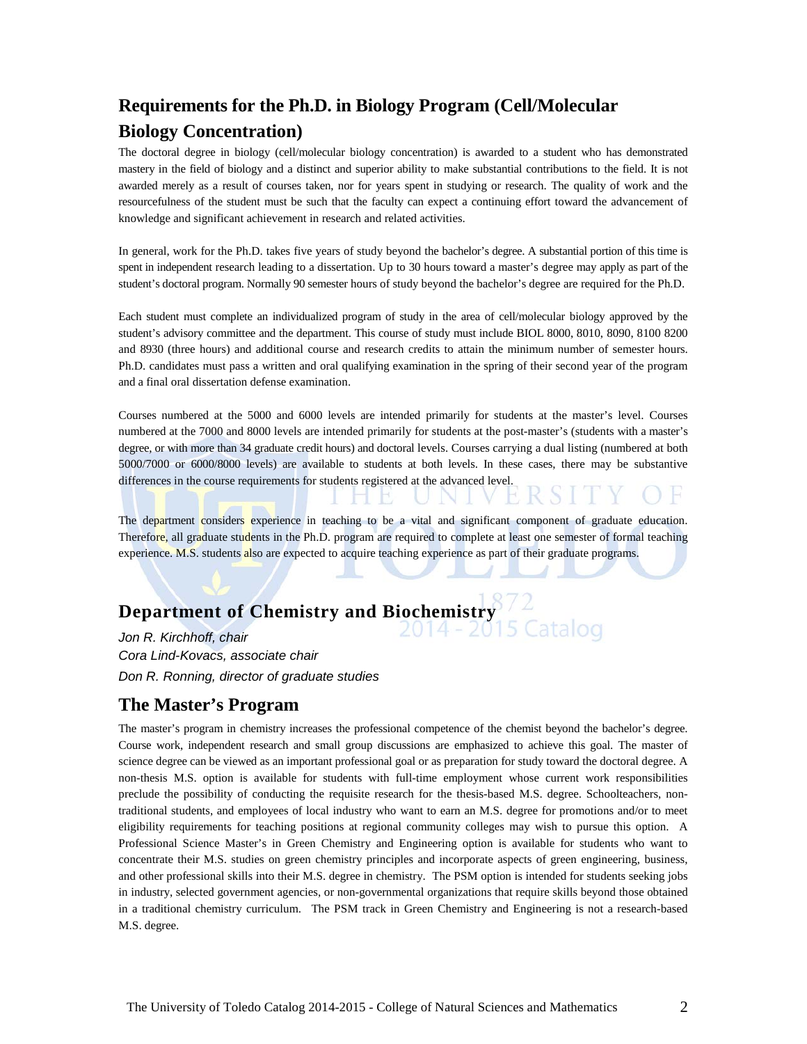## Requirements for the Ph.D. in Biology Program (Cell/Molecular Biology Concentration)

The doctoral degree in biology (cell/molecular biology concentration) is awarded to a student who has demonstrated mastery in the field of biology and a distinct and superior ability to make substantial contributions to the field. It is not awarded merely as a result of courses taken, nor for years spent in studying or research. The quality of work and the resourcefulness of the student must be such that the faculty can expect a continuing effort toward the advancement of knowledge and significant achievement in research and related activities.

In general, work for the Ph.D. takes five years of study beyond the bachelor's degree. A substantial portion of this time is spent in independent research leading to a dissertation. Up to 30 hours toward a master's degree may apply as part of the student's doctoral program. Normally 90 semester hours of study beyond the bachelor's degree are required for the Ph.D.

Each student must complete an individualized program of study in the area of cell/molecular biology approved by the student's advisory committee and the department. This course of study must include BIOL 8000, 8010, 8090, 8100 8200 and 8930 (three hours) and additional course and research credits to attain the minimum number of semester hours. Ph.D. candidates must pass a written and oral qualifying examination in the spring of their second year of the program and a final oral dissertation defense examination.

Courses numbered at the 5000 and 6000 levels are intended primarily for students at the master's level. Courses numbered at the 7000 and 8000 levels are intended primarily for students at the post-master's (students with a master's degree, or with more than 34 graduate credit hours) and doctoral levels. Courses carrying a dual listing (numbered at both 5000/7000 or 6000/8000 levels) are available to students at both levels. In these cases, there may be substantive differences in the course requirements for students registered at the advanced level.

The department considers experience in teaching to be a vital and significant component of graduate education. Therefore, all graduate students in the Ph.D. program are required to complete at least one semester of formal teaching experience. M.S. students also are expected to acquire teaching experience as part of their graduate programs.

## Department of Chemistry and Biochemistry

*Jon R. Kirchhoff, chair*
*Cora Lind-Kovacs, associate chair*
*Don R. Ronning, director of graduate studies*

## The Master's Program

The master's program in chemistry increases the professional competence of the chemist beyond the bachelor's degree. Course work, independent research and small group discussions are emphasized to achieve this goal. The master of science degree can be viewed as an important professional goal or as preparation for study toward the doctoral degree. A non-thesis M.S. option is available for students with full-time employment whose current work responsibilities preclude the possibility of conducting the requisite research for the thesis-based M.S. degree. Schoolteachers, non-traditional students, and employees of local industry who want to earn an M.S. degree for promotions and/or to meet eligibility requirements for teaching positions at regional community colleges may wish to pursue this option. A Professional Science Master's in Green Chemistry and Engineering option is available for students who want to concentrate their M.S. studies on green chemistry principles and incorporate aspects of green engineering, business, and other professional skills into their M.S. degree in chemistry. The PSM option is intended for students seeking jobs in industry, selected government agencies, or non-governmental organizations that require skills beyond those obtained in a traditional chemistry curriculum. The PSM track in Green Chemistry and Engineering is not a research-based M.S. degree.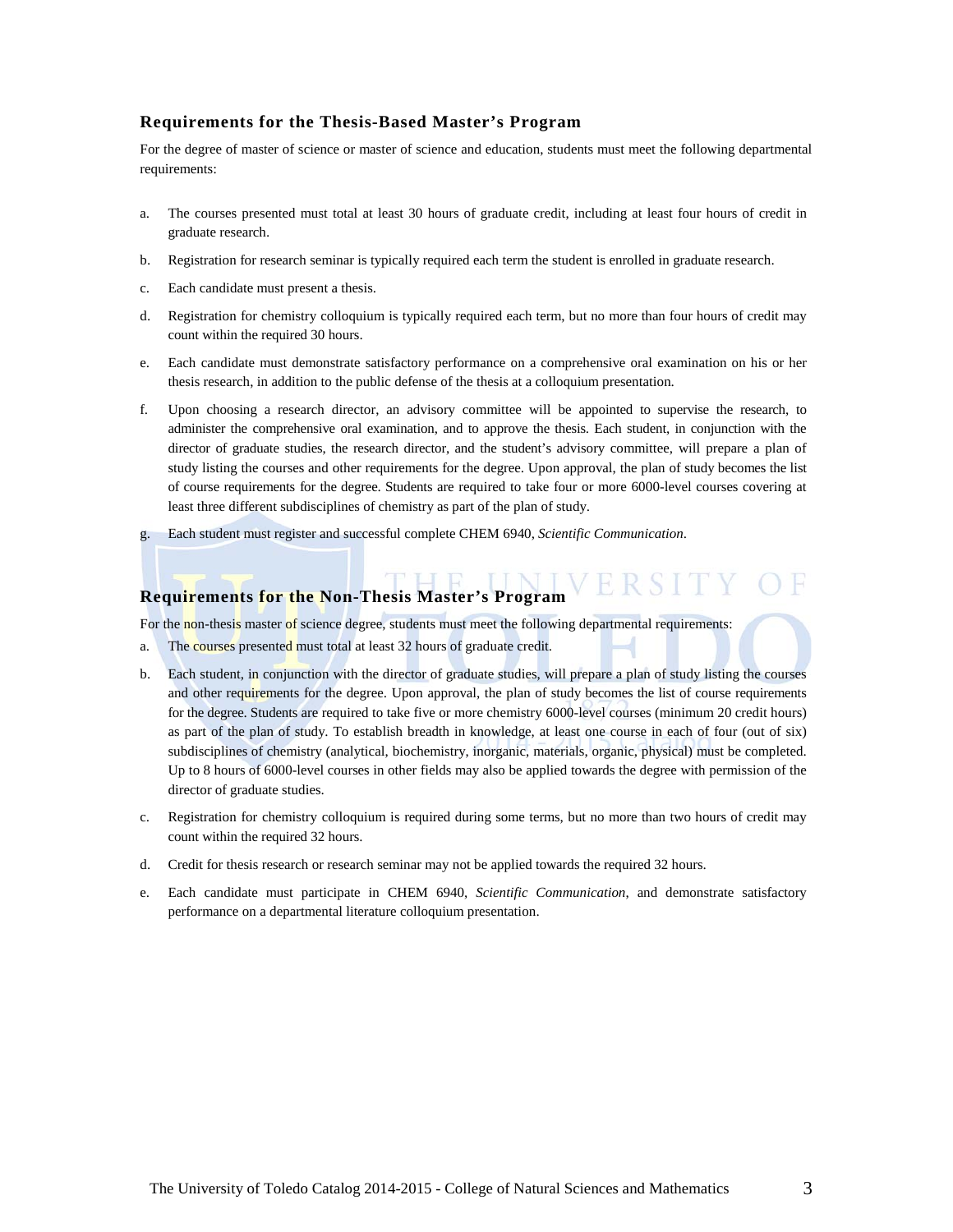## Requirements for the Thesis-Based Master's Program

For the degree of master of science or master of science and education, students must meet the following departmental requirements:

a. The courses presented must total at least 30 hours of graduate credit, including at least four hours of credit in graduate research.

b. Registration for research seminar is typically required each term the student is enrolled in graduate research.

c. Each candidate must present a thesis.

d. Registration for chemistry colloquium is typically required each term, but no more than four hours of credit may count within the required 30 hours.

e. Each candidate must demonstrate satisfactory performance on a comprehensive oral examination on his or her thesis research, in addition to the public defense of the thesis at a colloquium presentation.

f. Upon choosing a research director, an advisory committee will be appointed to supervise the research, to administer the comprehensive oral examination, and to approve the thesis. Each student, in conjunction with the director of graduate studies, the research director, and the student's advisory committee, will prepare a plan of study listing the courses and other requirements for the degree. Upon approval, the plan of study becomes the list of course requirements for the degree. Students are required to take four or more 6000-level courses covering at least three different subdisciplines of chemistry as part of the plan of study.

g. Each student must register and successful complete CHEM 6940, *Scientific Communication*.

## Requirements for the Non-Thesis Master's Program

For the non-thesis master of science degree, students must meet the following departmental requirements:

a. The courses presented must total at least 32 hours of graduate credit.

b. Each student, in conjunction with the director of graduate studies, will prepare a plan of study listing the courses and other requirements for the degree. Upon approval, the plan of study becomes the list of course requirements for the degree. Students are required to take five or more chemistry 6000-level courses (minimum 20 credit hours) as part of the plan of study. To establish breadth in knowledge, at least one course in each of four (out of six) subdisciplines of chemistry (analytical, biochemistry, inorganic, materials, organic, physical) must be completed. Up to 8 hours of 6000-level courses in other fields may also be applied towards the degree with permission of the director of graduate studies.

c. Registration for chemistry colloquium is required during some terms, but no more than two hours of credit may count within the required 32 hours.

d. Credit for thesis research or research seminar may not be applied towards the required 32 hours.

e. Each candidate must participate in CHEM 6940, *Scientific Communication*, and demonstrate satisfactory performance on a departmental literature colloquium presentation.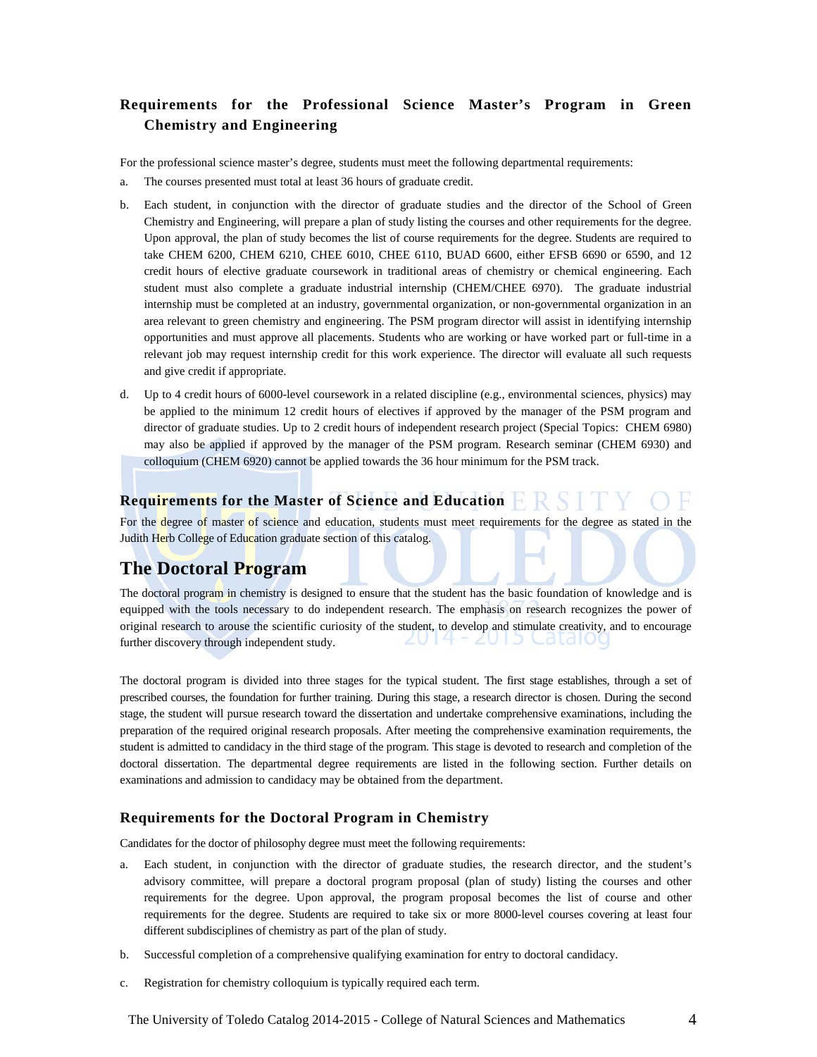### Requirements for the Professional Science Master's Program in Green Chemistry and Engineering

For the professional science master's degree, students must meet the following departmental requirements:

a. The courses presented must total at least 36 hours of graduate credit.

b. Each student, in conjunction with the director of graduate studies and the director of the School of Green Chemistry and Engineering, will prepare a plan of study listing the courses and other requirements for the degree. Upon approval, the plan of study becomes the list of course requirements for the degree. Students are required to take CHEM 6200, CHEM 6210, CHEE 6010, CHEE 6110, BUAD 6600, either EFSB 6690 or 6590, and 12 credit hours of elective graduate coursework in traditional areas of chemistry or chemical engineering. Each student must also complete a graduate industrial internship (CHEM/CHEE 6970). The graduate industrial internship must be completed at an industry, governmental organization, or non-governmental organization in an area relevant to green chemistry and engineering. The PSM program director will assist in identifying internship opportunities and must approve all placements. Students who are working or have worked part or full-time in a relevant job may request internship credit for this work experience. The director will evaluate all such requests and give credit if appropriate.

d. Up to 4 credit hours of 6000-level coursework in a related discipline (e.g., environmental sciences, physics) may be applied to the minimum 12 credit hours of electives if approved by the manager of the PSM program and director of graduate studies. Up to 2 credit hours of independent research project (Special Topics: CHEM 6980) may also be applied if approved by the manager of the PSM program. Research seminar (CHEM 6930) and colloquium (CHEM 6920) cannot be applied towards the 36 hour minimum for the PSM track.

### Requirements for the Master of Science and Education

For the degree of master of science and education, students must meet requirements for the degree as stated in the Judith Herb College of Education graduate section of this catalog.

## The Doctoral Program

The doctoral program in chemistry is designed to ensure that the student has the basic foundation of knowledge and is equipped with the tools necessary to do independent research. The emphasis on research recognizes the power of original research to arouse the scientific curiosity of the student, to develop and stimulate creativity, and to encourage further discovery through independent study.

The doctoral program is divided into three stages for the typical student. The first stage establishes, through a set of prescribed courses, the foundation for further training. During this stage, a research director is chosen. During the second stage, the student will pursue research toward the dissertation and undertake comprehensive examinations, including the preparation of the required original research proposals. After meeting the comprehensive examination requirements, the student is admitted to candidacy in the third stage of the program. This stage is devoted to research and completion of the doctoral dissertation. The departmental degree requirements are listed in the following section. Further details on examinations and admission to candidacy may be obtained from the department.

### Requirements for the Doctoral Program in Chemistry

Candidates for the doctor of philosophy degree must meet the following requirements:

a. Each student, in conjunction with the director of graduate studies, the research director, and the student's advisory committee, will prepare a doctoral program proposal (plan of study) listing the courses and other requirements for the degree. Upon approval, the program proposal becomes the list of course and other requirements for the degree. Students are required to take six or more 8000-level courses covering at least four different subdisciplines of chemistry as part of the plan of study.

b. Successful completion of a comprehensive qualifying examination for entry to doctoral candidacy.

c. Registration for chemistry colloquium is typically required each term.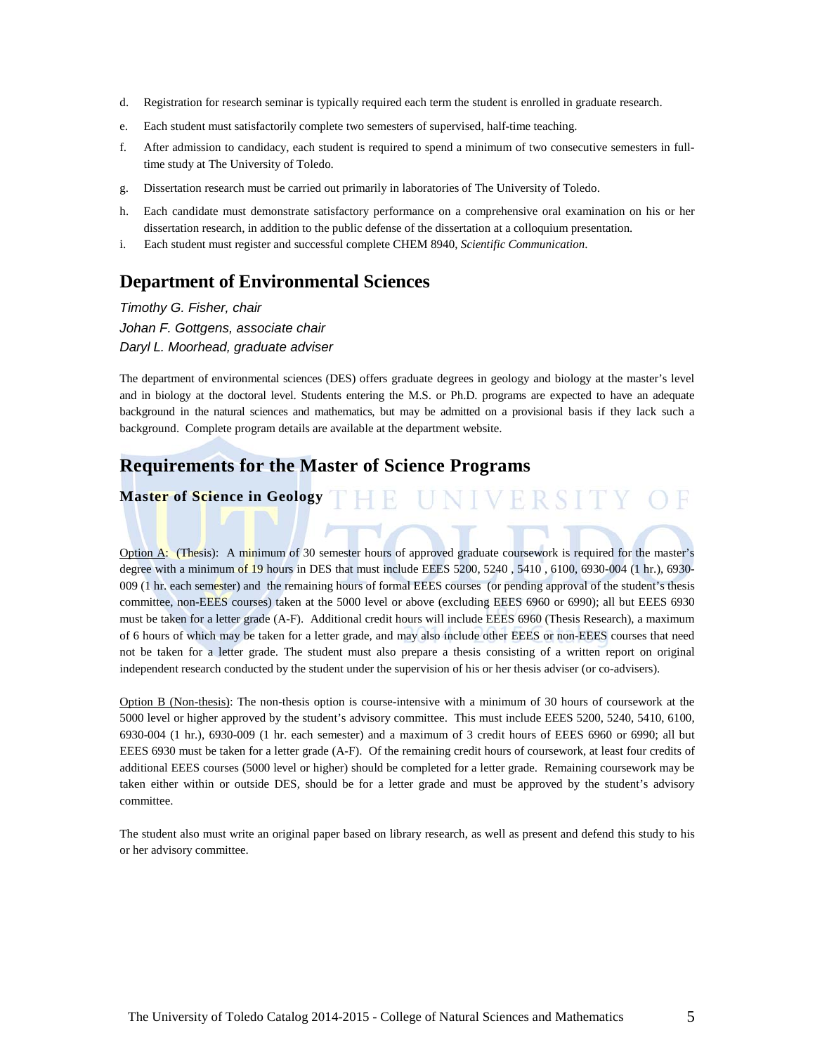d. Registration for research seminar is typically required each term the student is enrolled in graduate research.

e. Each student must satisfactorily complete two semesters of supervised, half-time teaching.

f. After admission to candidacy, each student is required to spend a minimum of two consecutive semesters in full-time study at The University of Toledo.

g. Dissertation research must be carried out primarily in laboratories of The University of Toledo.

h. Each candidate must demonstrate satisfactory performance on a comprehensive oral examination on his or her dissertation research, in addition to the public defense of the dissertation at a colloquium presentation.

i. Each student must register and successful complete CHEM 8940, *Scientific Communication*.

## Department of Environmental Sciences

*Timothy G. Fisher, chair*
*Johan F. Gottgens, associate chair*
*Daryl L. Moorhead, graduate adviser*

The department of environmental sciences (DES) offers graduate degrees in geology and biology at the master's level and in biology at the doctoral level. Students entering the M.S. or Ph.D. programs are expected to have an adequate background in the natural sciences and mathematics, but may be admitted on a provisional basis if they lack such a background. Complete program details are available at the department website.

## Requirements for the Master of Science Programs

### Master of Science in Geology

Option A: (Thesis): A minimum of 30 semester hours of approved graduate coursework is required for the master's degree with a minimum of 19 hours in DES that must include EEES 5200, 5240 , 5410 , 6100, 6930-004 (1 hr.), 6930-009 (1 hr. each semester) and the remaining hours of formal EEES courses (or pending approval of the student's thesis committee, non-EEES courses) taken at the 5000 level or above (excluding EEES 6960 or 6990); all but EEES 6930 must be taken for a letter grade (A-F). Additional credit hours will include EEES 6960 (Thesis Research), a maximum of 6 hours of which may be taken for a letter grade, and may also include other EEES or non-EEES courses that need not be taken for a letter grade. The student must also prepare a thesis consisting of a written report on original independent research conducted by the student under the supervision of his or her thesis adviser (or co-advisers).

Option B (Non-thesis): The non-thesis option is course-intensive with a minimum of 30 hours of coursework at the 5000 level or higher approved by the student's advisory committee. This must include EEES 5200, 5240, 5410, 6100, 6930-004 (1 hr.), 6930-009 (1 hr. each semester) and a maximum of 3 credit hours of EEES 6960 or 6990; all but EEES 6930 must be taken for a letter grade (A-F). Of the remaining credit hours of coursework, at least four credits of additional EEES courses (5000 level or higher) should be completed for a letter grade. Remaining coursework may be taken either within or outside DES, should be for a letter grade and must be approved by the student's advisory committee.

The student also must write an original paper based on library research, as well as present and defend this study to his or her advisory committee.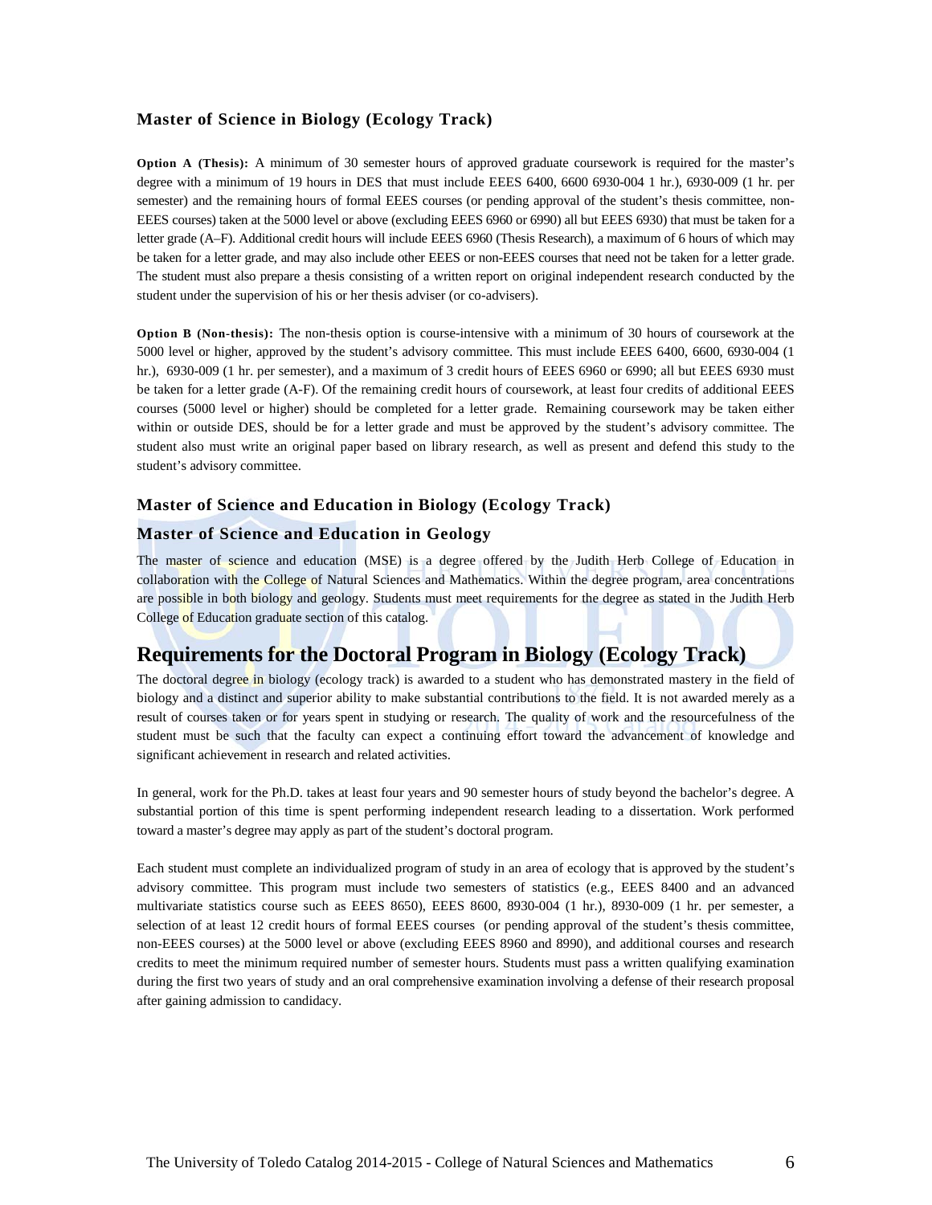### Master of Science in Biology (Ecology Track)

**Option A (Thesis):** A minimum of 30 semester hours of approved graduate coursework is required for the master's degree with a minimum of 19 hours in DES that must include EEES 6400, 6600 6930-004 1 hr.), 6930-009 (1 hr. per semester) and the remaining hours of formal EEES courses (or pending approval of the student's thesis committee, non-EEES courses) taken at the 5000 level or above (excluding EEES 6960 or 6990) all but EEES 6930) that must be taken for a letter grade (A–F). Additional credit hours will include EEES 6960 (Thesis Research), a maximum of 6 hours of which may be taken for a letter grade, and may also include other EEES or non-EEES courses that need not be taken for a letter grade. The student must also prepare a thesis consisting of a written report on original independent research conducted by the student under the supervision of his or her thesis adviser (or co-advisers).

**Option B (Non-thesis):** The non-thesis option is course-intensive with a minimum of 30 hours of coursework at the 5000 level or higher, approved by the student's advisory committee. This must include EEES 6400, 6600, 6930-004 (1 hr.), 6930-009 (1 hr. per semester), and a maximum of 3 credit hours of EEES 6960 or 6990; all but EEES 6930 must be taken for a letter grade (A-F). Of the remaining credit hours of coursework, at least four credits of additional EEES courses (5000 level or higher) should be completed for a letter grade. Remaining coursework may be taken either within or outside DES, should be for a letter grade and must be approved by the student's advisory committee. The student also must write an original paper based on library research, as well as present and defend this study to the student's advisory committee.

### Master of Science and Education in Biology (Ecology Track)

### Master of Science and Education in Geology

The master of science and education (MSE) is a degree offered by the Judith Herb College of Education in collaboration with the College of Natural Sciences and Mathematics. Within the degree program, area concentrations are possible in both biology and geology. Students must meet requirements for the degree as stated in the Judith Herb College of Education graduate section of this catalog.

## Requirements for the Doctoral Program in Biology (Ecology Track)

The doctoral degree in biology (ecology track) is awarded to a student who has demonstrated mastery in the field of biology and a distinct and superior ability to make substantial contributions to the field. It is not awarded merely as a result of courses taken or for years spent in studying or research. The quality of work and the resourcefulness of the student must be such that the faculty can expect a continuing effort toward the advancement of knowledge and significant achievement in research and related activities.

In general, work for the Ph.D. takes at least four years and 90 semester hours of study beyond the bachelor's degree. A substantial portion of this time is spent performing independent research leading to a dissertation. Work performed toward a master's degree may apply as part of the student's doctoral program.

Each student must complete an individualized program of study in an area of ecology that is approved by the student's advisory committee. This program must include two semesters of statistics (e.g., EEES 8400 and an advanced multivariate statistics course such as EEES 8650), EEES 8600, 8930-004 (1 hr.), 8930-009 (1 hr. per semester, a selection of at least 12 credit hours of formal EEES courses (or pending approval of the student's thesis committee, non-EEES courses) at the 5000 level or above (excluding EEES 8960 and 8990), and additional courses and research credits to meet the minimum required number of semester hours. Students must pass a written qualifying examination during the first two years of study and an oral comprehensive examination involving a defense of their research proposal after gaining admission to candidacy.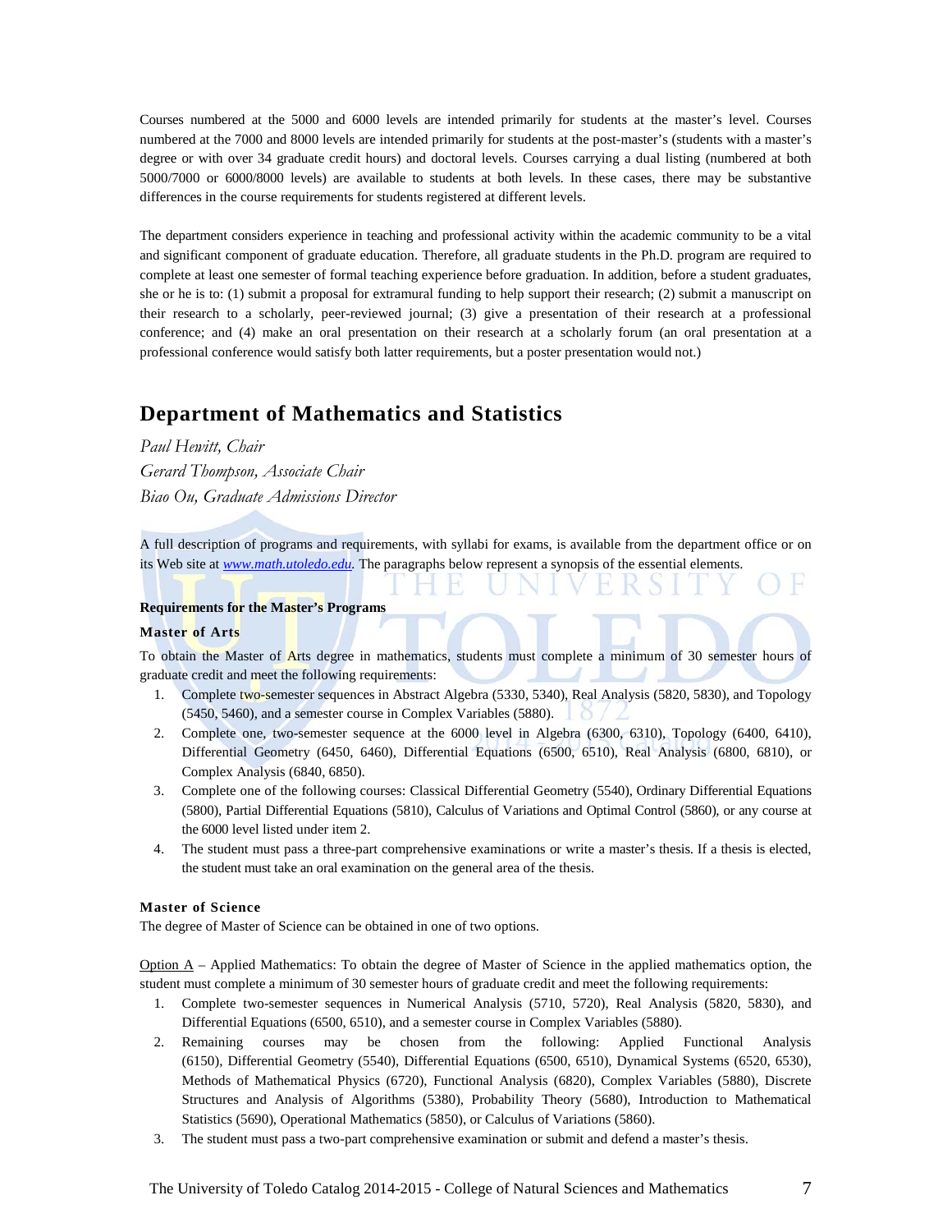Courses numbered at the 5000 and 6000 levels are intended primarily for students at the master's level. Courses numbered at the 7000 and 8000 levels are intended primarily for students at the post-master's (students with a master's degree or with over 34 graduate credit hours) and doctoral levels. Courses carrying a dual listing (numbered at both 5000/7000 or 6000/8000 levels) are available to students at both levels. In these cases, there may be substantive differences in the course requirements for students registered at different levels.

The department considers experience in teaching and professional activity within the academic community to be a vital and significant component of graduate education. Therefore, all graduate students in the Ph.D. program are required to complete at least one semester of formal teaching experience before graduation. In addition, before a student graduates, she or he is to: (1) submit a proposal for extramural funding to help support their research; (2) submit a manuscript on their research to a scholarly, peer-reviewed journal; (3) give a presentation of their research at a professional conference; and (4) make an oral presentation on their research at a scholarly forum (an oral presentation at a professional conference would satisfy both latter requirements, but a poster presentation would not.)

## Department of Mathematics and Statistics

*Paul Hewitt, Chair*
*Gerard Thompson, Associate Chair*
*Biao Ou, Graduate Admissions Director*

A full description of programs and requirements, with syllabi for exams, is available from the department office or on its Web site at [www.math.utoledo.edu](www.math.utoledo.edu). The paragraphs below represent a synopsis of the essential elements.

**Requirements for the Master's Programs**

**Master of Arts**

To obtain the Master of Arts degree in mathematics, students must complete a minimum of 30 semester hours of graduate credit and meet the following requirements:

1. Complete two-semester sequences in Abstract Algebra (5330, 5340), Real Analysis (5820, 5830), and Topology (5450, 5460), and a semester course in Complex Variables (5880).
2. Complete one, two-semester sequence at the 6000 level in Algebra (6300, 6310), Topology (6400, 6410), Differential Geometry (6450, 6460), Differential Equations (6500, 6510), Real Analysis (6800, 6810), or Complex Analysis (6840, 6850).
3. Complete one of the following courses: Classical Differential Geometry (5540), Ordinary Differential Equations (5800), Partial Differential Equations (5810), Calculus of Variations and Optimal Control (5860), or any course at the 6000 level listed under item 2.
4. The student must pass a three-part comprehensive examinations or write a master's thesis. If a thesis is elected, the student must take an oral examination on the general area of the thesis.

**Master of Science**

The degree of Master of Science can be obtained in one of two options.

Option A – Applied Mathematics: To obtain the degree of Master of Science in the applied mathematics option, the student must complete a minimum of 30 semester hours of graduate credit and meet the following requirements:

1. Complete two-semester sequences in Numerical Analysis (5710, 5720), Real Analysis (5820, 5830), and Differential Equations (6500, 6510), and a semester course in Complex Variables (5880).
2. Remaining courses may be chosen from the following: Applied Functional Analysis (6150), Differential Geometry (5540), Differential Equations (6500, 6510), Dynamical Systems (6520, 6530), Methods of Mathematical Physics (6720), Functional Analysis (6820), Complex Variables (5880), Discrete Structures and Analysis of Algorithms (5380), Probability Theory (5680), Introduction to Mathematical Statistics (5690), Operational Mathematics (5850), or Calculus of Variations (5860).
3. The student must pass a two-part comprehensive examination or submit and defend a master's thesis.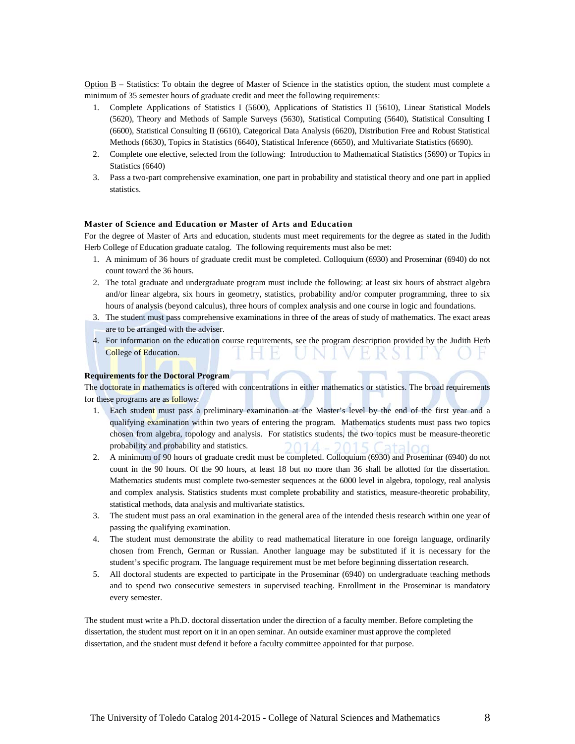Option B – Statistics: To obtain the degree of Master of Science in the statistics option, the student must complete a minimum of 35 semester hours of graduate credit and meet the following requirements:

1. Complete Applications of Statistics I (5600), Applications of Statistics II (5610), Linear Statistical Models (5620), Theory and Methods of Sample Surveys (5630), Statistical Computing (5640), Statistical Consulting I (6600), Statistical Consulting II (6610), Categorical Data Analysis (6620), Distribution Free and Robust Statistical Methods (6630), Topics in Statistics (6640), Statistical Inference (6650), and Multivariate Statistics (6690).
2. Complete one elective, selected from the following: Introduction to Mathematical Statistics (5690) or Topics in Statistics (6640)
3. Pass a two-part comprehensive examination, one part in probability and statistical theory and one part in applied statistics.

### Master of Science and Education or Master of Arts and Education

For the degree of Master of Arts and education, students must meet requirements for the degree as stated in the Judith Herb College of Education graduate catalog. The following requirements must also be met:

1. A minimum of 36 hours of graduate credit must be completed. Colloquium (6930) and Proseminar (6940) do not count toward the 36 hours.
2. The total graduate and undergraduate program must include the following: at least six hours of abstract algebra and/or linear algebra, six hours in geometry, statistics, probability and/or computer programming, three to six hours of analysis (beyond calculus), three hours of complex analysis and one course in logic and foundations.
3. The student must pass comprehensive examinations in three of the areas of study of mathematics. The exact areas are to be arranged with the adviser.
4. For information on the education course requirements, see the program description provided by the Judith Herb College of Education.

### Requirements for the Doctoral Program

The doctorate in mathematics is offered with concentrations in either mathematics or statistics. The broad requirements for these programs are as follows:

1. Each student must pass a preliminary examination at the Master's level by the end of the first year and a qualifying examination within two years of entering the program. Mathematics students must pass two topics chosen from algebra, topology and analysis. For statistics students, the two topics must be measure-theoretic probability and probability and statistics.
2. A minimum of 90 hours of graduate credit must be completed. Colloquium (6930) and Proseminar (6940) do not count in the 90 hours. Of the 90 hours, at least 18 but no more than 36 shall be allotted for the dissertation. Mathematics students must complete two-semester sequences at the 6000 level in algebra, topology, real analysis and complex analysis. Statistics students must complete probability and statistics, measure-theoretic probability, statistical methods, data analysis and multivariate statistics.
3. The student must pass an oral examination in the general area of the intended thesis research within one year of passing the qualifying examination.
4. The student must demonstrate the ability to read mathematical literature in one foreign language, ordinarily chosen from French, German or Russian. Another language may be substituted if it is necessary for the student's specific program. The language requirement must be met before beginning dissertation research.
5. All doctoral students are expected to participate in the Proseminar (6940) on undergraduate teaching methods and to spend two consecutive semesters in supervised teaching. Enrollment in the Proseminar is mandatory every semester.

The student must write a Ph.D. doctoral dissertation under the direction of a faculty member. Before completing the dissertation, the student must report on it in an open seminar. An outside examiner must approve the completed dissertation, and the student must defend it before a faculty committee appointed for that purpose.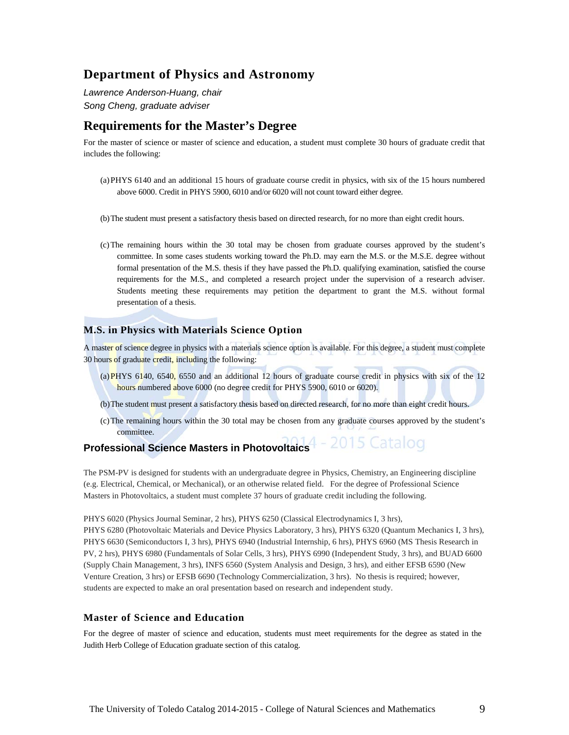# Department of Physics and Astronomy

*Lawrence Anderson-Huang, chair*
*Song Cheng, graduate adviser*

## Requirements for the Master's Degree

For the master of science or master of science and education, a student must complete 30 hours of graduate credit that includes the following:

(a) PHYS 6140 and an additional 15 hours of graduate course credit in physics, with six of the 15 hours numbered above 6000. Credit in PHYS 5900, 6010 and/or 6020 will not count toward either degree.

(b) The student must present a satisfactory thesis based on directed research, for no more than eight credit hours.

(c) The remaining hours within the 30 total may be chosen from graduate courses approved by the student's committee. In some cases students working toward the Ph.D. may earn the M.S. or the M.S.E. degree without formal presentation of the M.S. thesis if they have passed the Ph.D. qualifying examination, satisfied the course requirements for the M.S., and completed a research project under the supervision of a research adviser. Students meeting these requirements may petition the department to grant the M.S. without formal presentation of a thesis.

### M.S. in Physics with Materials Science Option

A master of science degree in physics with a materials science option is available. For this degree, a student must complete 30 hours of graduate credit, including the following:

(a) PHYS 6140, 6540, 6550 and an additional 12 hours of graduate course credit in physics with six of the 12 hours numbered above 6000 (no degree credit for PHYS 5900, 6010 or 6020).

(b) The student must present a satisfactory thesis based on directed research, for no more than eight credit hours.

(c) The remaining hours within the 30 total may be chosen from any graduate courses approved by the student's committee.

### Professional Science Masters in Photovoltaics

The PSM-PV is designed for students with an undergraduate degree in Physics, Chemistry, an Engineering discipline (e.g. Electrical, Chemical, or Mechanical), or an otherwise related field. For the degree of Professional Science Masters in Photovoltaics, a student must complete 37 hours of graduate credit including the following.

PHYS 6020 (Physics Journal Seminar, 2 hrs), PHYS 6250 (Classical Electrodynamics I, 3 hrs), PHYS 6280 (Photovoltaic Materials and Device Physics Laboratory, 3 hrs), PHYS 6320 (Quantum Mechanics I, 3 hrs), PHYS 6630 (Semiconductors I, 3 hrs), PHYS 6940 (Industrial Internship, 6 hrs), PHYS 6960 (MS Thesis Research in PV, 2 hrs), PHYS 6980 (Fundamentals of Solar Cells, 3 hrs), PHYS 6990 (Independent Study, 3 hrs), and BUAD 6600 (Supply Chain Management, 3 hrs), INFS 6560 (System Analysis and Design, 3 hrs), and either EFSB 6590 (New Venture Creation, 3 hrs) or EFSB 6690 (Technology Commercialization, 3 hrs). No thesis is required; however, students are expected to make an oral presentation based on research and independent study.

### Master of Science and Education

For the degree of master of science and education, students must meet requirements for the degree as stated in the Judith Herb College of Education graduate section of this catalog.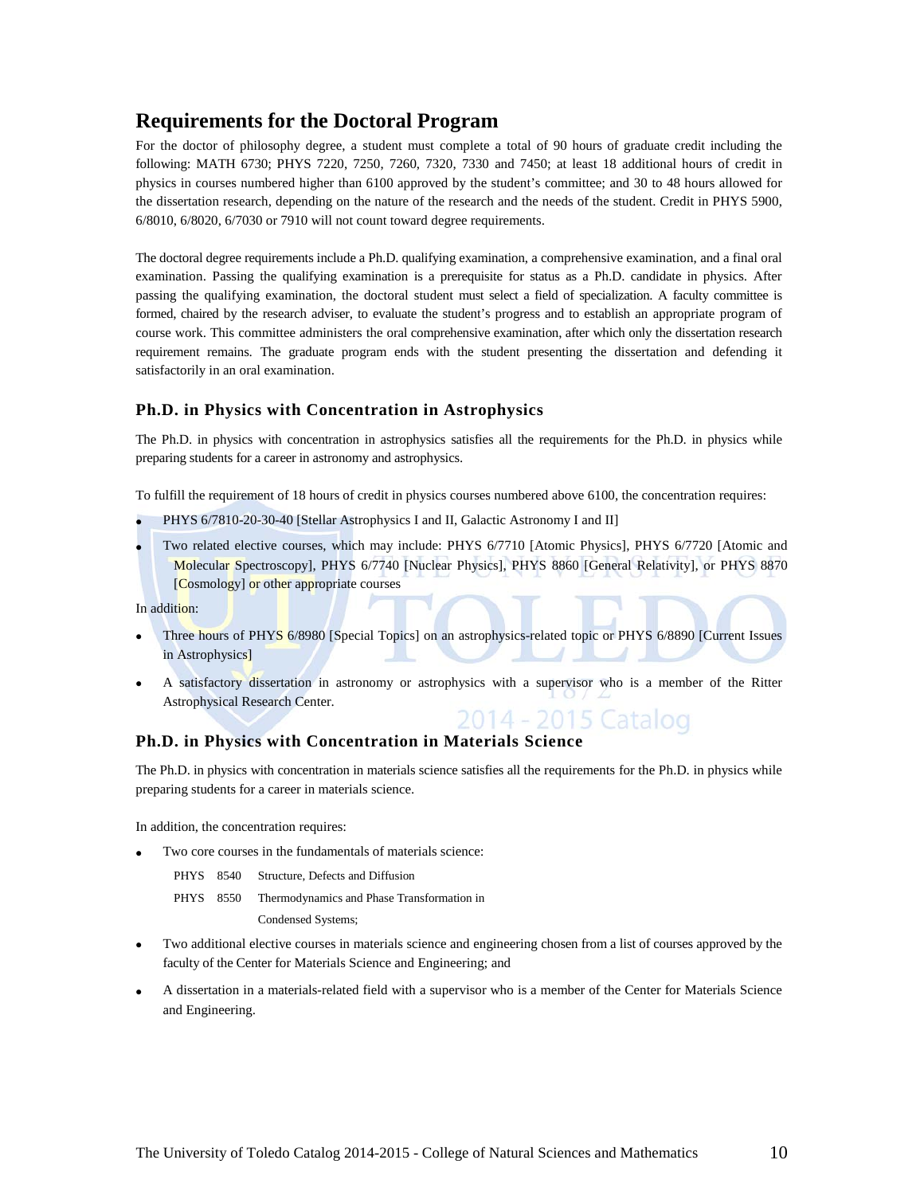## Requirements for the Doctoral Program

For the doctor of philosophy degree, a student must complete a total of 90 hours of graduate credit including the following: MATH 6730; PHYS 7220, 7250, 7260, 7320, 7330 and 7450; at least 18 additional hours of credit in physics in courses numbered higher than 6100 approved by the student's committee; and 30 to 48 hours allowed for the dissertation research, depending on the nature of the research and the needs of the student. Credit in PHYS 5900, 6/8010, 6/8020, 6/7030 or 7910 will not count toward degree requirements.

The doctoral degree requirements include a Ph.D. qualifying examination, a comprehensive examination, and a final oral examination. Passing the qualifying examination is a prerequisite for status as a Ph.D. candidate in physics. After passing the qualifying examination, the doctoral student must select a field of specialization. A faculty committee is formed, chaired by the research adviser, to evaluate the student's progress and to establish an appropriate program of course work. This committee administers the oral comprehensive examination, after which only the dissertation research requirement remains. The graduate program ends with the student presenting the dissertation and defending it satisfactorily in an oral examination.

### Ph.D. in Physics with Concentration in Astrophysics

The Ph.D. in physics with concentration in astrophysics satisfies all the requirements for the Ph.D. in physics while preparing students for a career in astronomy and astrophysics.

To fulfill the requirement of 18 hours of credit in physics courses numbered above 6100, the concentration requires:

- PHYS 6/7810-20-30-40 [Stellar Astrophysics I and II, Galactic Astronomy I and II]
- Two related elective courses, which may include: PHYS 6/7710 [Atomic Physics], PHYS 6/7720 [Atomic and Molecular Spectroscopy], PHYS 6/7740 [Nuclear Physics], PHYS 8860 [General Relativity], or PHYS 8870 [Cosmology] or other appropriate courses

In addition:

- Three hours of PHYS 6/8980 [Special Topics] on an astrophysics-related topic or PHYS 6/8890 [Current Issues in Astrophysics]
- A satisfactory dissertation in astronomy or astrophysics with a supervisor who is a member of the Ritter Astrophysical Research Center.

### Ph.D. in Physics with Concentration in Materials Science

The Ph.D. in physics with concentration in materials science satisfies all the requirements for the Ph.D. in physics while preparing students for a career in materials science.

In addition, the concentration requires:

- Two core courses in the fundamentals of materials science:

  PHYS 8540 Structure, Defects and Diffusion

  PHYS 8550 Thermodynamics and Phase Transformation in Condensed Systems;

- Two additional elective courses in materials science and engineering chosen from a list of courses approved by the faculty of the Center for Materials Science and Engineering; and
- A dissertation in a materials-related field with a supervisor who is a member of the Center for Materials Science and Engineering.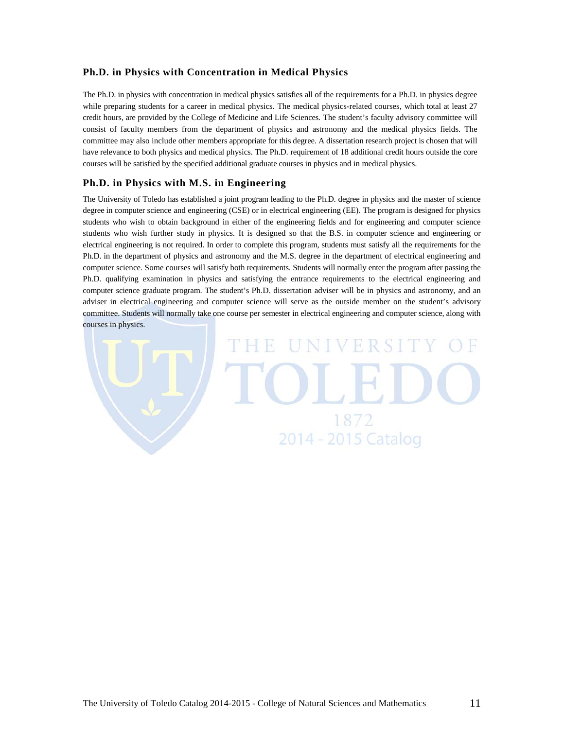### Ph.D. in Physics with Concentration in Medical Physics

The Ph.D. in physics with concentration in medical physics satisfies all of the requirements for a Ph.D. in physics degree while preparing students for a career in medical physics. The medical physics-related courses, which total at least 27 credit hours, are provided by the College of Medicine and Life Sciences. The student's faculty advisory committee will consist of faculty members from the department of physics and astronomy and the medical physics fields. The committee may also include other members appropriate for this degree. A dissertation research project is chosen that will have relevance to both physics and medical physics. The Ph.D. requirement of 18 additional credit hours outside the core courses will be satisfied by the specified additional graduate courses in physics and in medical physics.

### Ph.D. in Physics with M.S. in Engineering

The University of Toledo has established a joint program leading to the Ph.D. degree in physics and the master of science degree in computer science and engineering (CSE) or in electrical engineering (EE). The program is designed for physics students who wish to obtain background in either of the engineering fields and for engineering and computer science students who wish further study in physics. It is designed so that the B.S. in computer science and engineering or electrical engineering is not required. In order to complete this program, students must satisfy all the requirements for the Ph.D. in the department of physics and astronomy and the M.S. degree in the department of electrical engineering and computer science. Some courses will satisfy both requirements. Students will normally enter the program after passing the Ph.D. qualifying examination in physics and satisfying the entrance requirements to the electrical engineering and computer science graduate program. The student's Ph.D. dissertation adviser will be in physics and astronomy, and an adviser in electrical engineering and computer science will serve as the outside member on the student's advisory committee. Students will normally take one course per semester in electrical engineering and computer science, along with courses in physics.